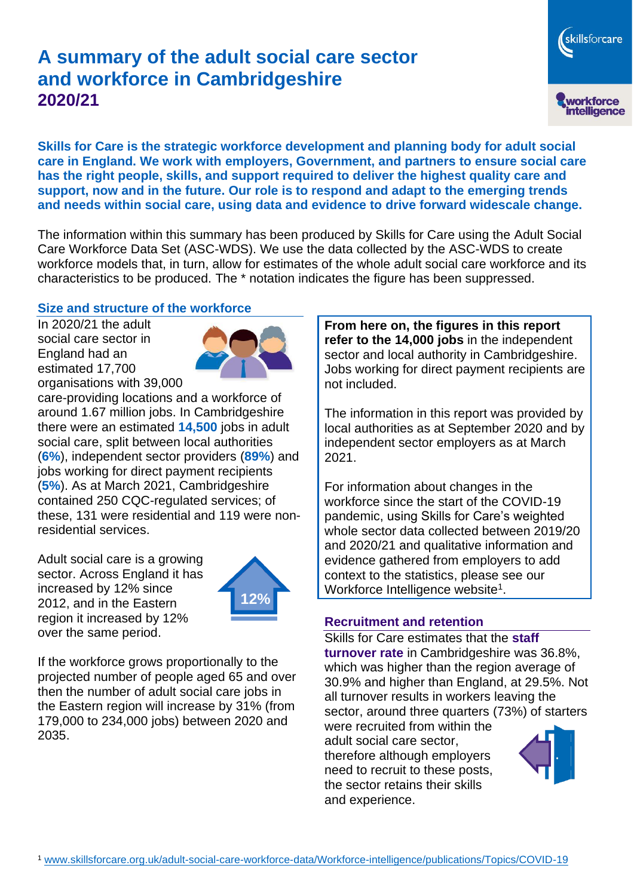# A summary of the adult social care sector and workforce in Cambridgeshire 2020/21

**Skills for Care is the strategic workforce development and planning body for adult social care in England. We work with employers, Government, and partners to ensure social care has the right people, skills, and support required to deliver the highest quality care and support, now and in the future. Our role is to respond and adapt to the emerging trends and needs within social care, using data and evidence to drive forward widescale change.**

The information within this summary has been produced by Skills for Care using the Adult Social Care Workforce Data Set (ASC-WDS). We use the data collected by the ASC-WDS to create workforce models that, in turn, allow for estimates of the whole adult social care workforce and its characteristics to be produced. The * notation indicates the figure has been suppressed.

## Size and structure of the workforce

In 2020/21 the adult social care sector in England had an estimated 17,700 organisations with 39,000 care-providing locations and a workforce of around 1.67 million jobs. In Cambridgeshire there were an estimated **14,500** jobs in adult social care, split between local authorities (**6%**), independent sector providers (**89%**) and jobs working for direct payment recipients (**5%**). As at March 2021, Cambridgeshire contained 250 CQC-regulated services; of these, 131 were residential and 119 were non-residential services.

Adult social care is a growing sector. Across England it has increased by 12% since 2012, and in the Eastern region it increased by 12% over the same period.

If the workforce grows proportionally to the projected number of people aged 65 and over then the number of adult social care jobs in the Eastern region will increase by 31% (from 179,000 to 234,000 jobs) between 2020 and 2035.

**From here on, the figures in this report refer to the 14,000 jobs** in the independent sector and local authority in Cambridgeshire. Jobs working for direct payment recipients are not included.

The information in this report was provided by local authorities as at September 2020 and by independent sector employers as at March 2021.

For information about changes in the workforce since the start of the COVID-19 pandemic, using Skills for Care's weighted whole sector data collected between 2019/20 and 2020/21 and qualitative information and evidence gathered from employers to add context to the statistics, please see our Workforce Intelligence website[1].

## Recruitment and retention

Skills for Care estimates that the **staff turnover rate** in Cambridgeshire was 36.8%, which was higher than the region average of 30.9% and higher than England, at 29.5%. Not all turnover results in workers leaving the sector, around three quarters (73%) of starters were recruited from within the adult social care sector, therefore although employers need to recruit to these posts, the sector retains their skills and experience.

[1] www.skillsforcare.org.uk/adult-social-care-workforce-data/Workforce-intelligence/publications/Topics/COVID-19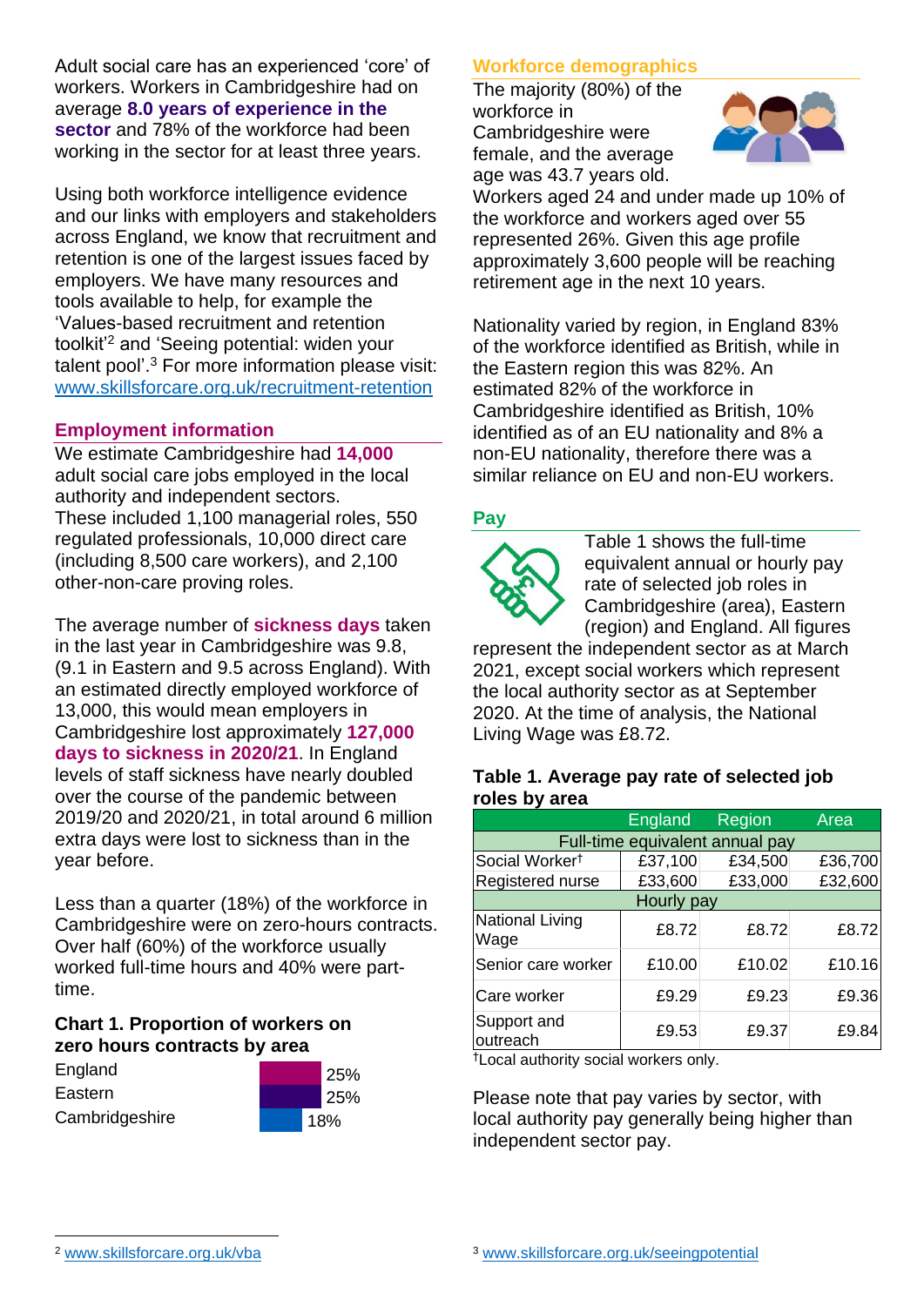Adult social care has an experienced 'core' of workers. Workers in Cambridgeshire had on average **8.0 years of experience in the sector** and 78% of the workforce had been working in the sector for at least three years.

Using both workforce intelligence evidence and our links with employers and stakeholders across England, we know that recruitment and retention is one of the largest issues faced by employers. We have many resources and tools available to help, for example the 'Values-based recruitment and retention toolkit'[2] and 'Seeing potential: widen your talent pool'.[3] For more information please visit: www.skillsforcare.org.uk/recruitment-retention

## Employment information

We estimate Cambridgeshire had **14,000** adult social care jobs employed in the local authority and independent sectors. These included 1,100 managerial roles, 550 regulated professionals, 10,000 direct care (including 8,500 care workers), and 2,100 other-non-care proving roles.

The average number of **sickness days** taken in the last year in Cambridgeshire was 9.8, (9.1 in Eastern and 9.5 across England). With an estimated directly employed workforce of 13,000, this would mean employers in Cambridgeshire lost approximately **127,000 days to sickness in 2020/21**. In England levels of staff sickness have nearly doubled over the course of the pandemic between 2019/20 and 2020/21, in total around 6 million extra days were lost to sickness than in the year before.

Less than a quarter (18%) of the workforce in Cambridgeshire were on zero-hours contracts. Over half (60%) of the workforce usually worked full-time hours and 40% were part-time.

### Chart 1. Proportion of workers on zero hours contracts by area

| Area | Proportion |
|---|---|
| England | 25% |
| Eastern | 25% |
| Cambridgeshire | 18% |

## Workforce demographics

The majority (80%) of the workforce in Cambridgeshire were female, and the average age was 43.7 years old. Workers aged 24 and under made up 10% of the workforce and workers aged over 55 represented 26%. Given this age profile approximately 3,600 people will be reaching retirement age in the next 10 years.

Nationality varied by region, in England 83% of the workforce identified as British, while in the Eastern region this was 82%. An estimated 82% of the workforce in Cambridgeshire identified as British, 10% identified as of an EU nationality and 8% a non-EU nationality, therefore there was a similar reliance on EU and non-EU workers.

## Pay

Table 1 shows the full-time equivalent annual or hourly pay rate of selected job roles in Cambridgeshire (area), Eastern (region) and England. All figures represent the independent sector as at March 2021, except social workers which represent the local authority sector as at September 2020. At the time of analysis, the National Living Wage was £8.72.

### Table 1. Average pay rate of selected job roles by area

| | England | Region | Area |
|---|---|---|---|
| **Full-time equivalent annual pay** | | | |
| Social Worker† | £37,100 | £34,500 | £36,700 |
| Registered nurse | £33,600 | £33,000 | £32,600 |
| **Hourly pay** | | | |
| National Living Wage | £8.72 | £8.72 | £8.72 |
| Senior care worker | £10.00 | £10.02 | £10.16 |
| Care worker | £9.29 | £9.23 | £9.36 |
| Support and outreach | £9.53 | £9.37 | £9.84 |

†Local authority social workers only.

Please note that pay varies by sector, with local authority pay generally being higher than independent sector pay.

[2] www.skillsforcare.org.uk/vba

[3] www.skillsforcare.org.uk/seeingpotential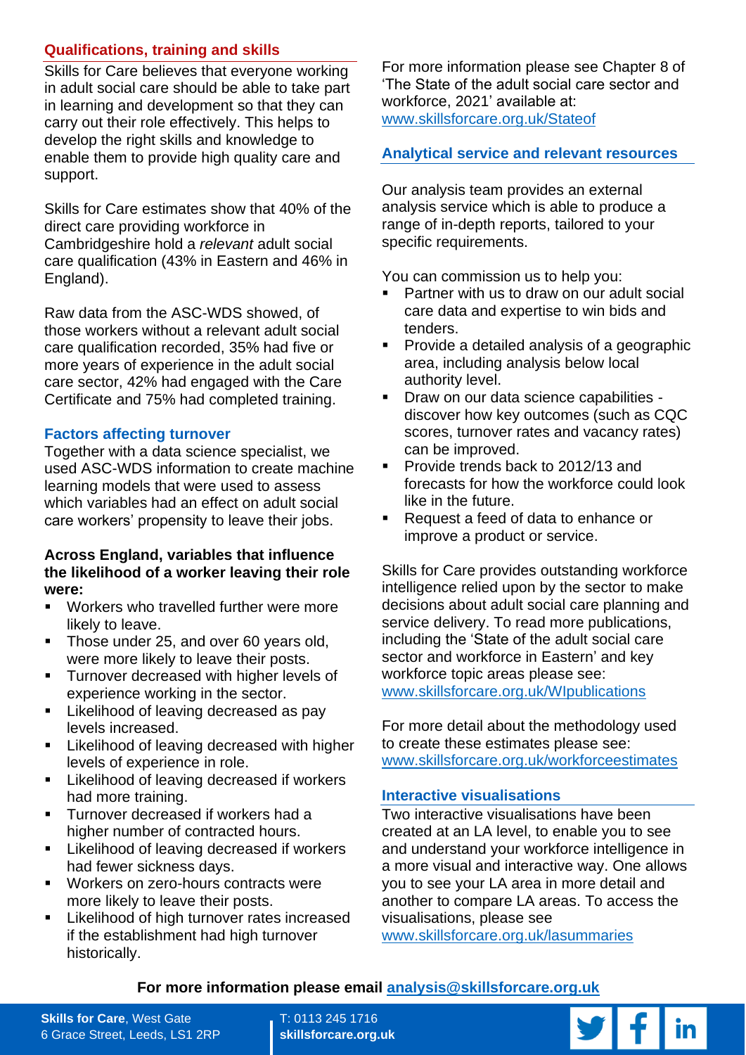## Qualifications, training and skills

Skills for Care believes that everyone working in adult social care should be able to take part in learning and development so that they can carry out their role effectively. This helps to develop the right skills and knowledge to enable them to provide high quality care and support.

Skills for Care estimates show that 40% of the direct care providing workforce in Cambridgeshire hold a *relevant* adult social care qualification (43% in Eastern and 46% in England).

Raw data from the ASC-WDS showed, of those workers without a relevant adult social care qualification recorded, 35% had five or more years of experience in the adult social care sector, 42% had engaged with the Care Certificate and 75% had completed training.

## Factors affecting turnover

Together with a data science specialist, we used ASC-WDS information to create machine learning models that were used to assess which variables had an effect on adult social care workers' propensity to leave their jobs.

**Across England, variables that influence the likelihood of a worker leaving their role were:**

- Workers who travelled further were more likely to leave.
- Those under 25, and over 60 years old, were more likely to leave their posts.
- Turnover decreased with higher levels of experience working in the sector.
- Likelihood of leaving decreased as pay levels increased.
- Likelihood of leaving decreased with higher levels of experience in role.
- Likelihood of leaving decreased if workers had more training.
- Turnover decreased if workers had a higher number of contracted hours.
- Likelihood of leaving decreased if workers had fewer sickness days.
- Workers on zero-hours contracts were more likely to leave their posts.
- Likelihood of high turnover rates increased if the establishment had high turnover historically.

For more information please see Chapter 8 of 'The State of the adult social care sector and workforce, 2021' available at: www.skillsforcare.org.uk/Stateof

## Analytical service and relevant resources

Our analysis team provides an external analysis service which is able to produce a range of in-depth reports, tailored to your specific requirements.

You can commission us to help you:

- Partner with us to draw on our adult social care data and expertise to win bids and tenders.
- Provide a detailed analysis of a geographic area, including analysis below local authority level.
- Draw on our data science capabilities - discover how key outcomes (such as CQC scores, turnover rates and vacancy rates) can be improved.
- Provide trends back to 2012/13 and forecasts for how the workforce could look like in the future.
- Request a feed of data to enhance or improve a product or service.

Skills for Care provides outstanding workforce intelligence relied upon by the sector to make decisions about adult social care planning and service delivery. To read more publications, including the 'State of the adult social care sector and workforce in Eastern' and key workforce topic areas please see: www.skillsforcare.org.uk/WIpublications

For more detail about the methodology used to create these estimates please see: www.skillsforcare.org.uk/workforceestimates

## Interactive visualisations

Two interactive visualisations have been created at an LA level, to enable you to see and understand your workforce intelligence in a more visual and interactive way. One allows you to see your LA area in more detail and another to compare LA areas. To access the visualisations, please see www.skillsforcare.org.uk/lasummaries

**For more information please email analysis@skillsforcare.org.uk**

**Skills for Care**, West Gate
6 Grace Street, Leeds, LS1 2RP

T: 0113 245 1716
**skillsforcare.org.uk**